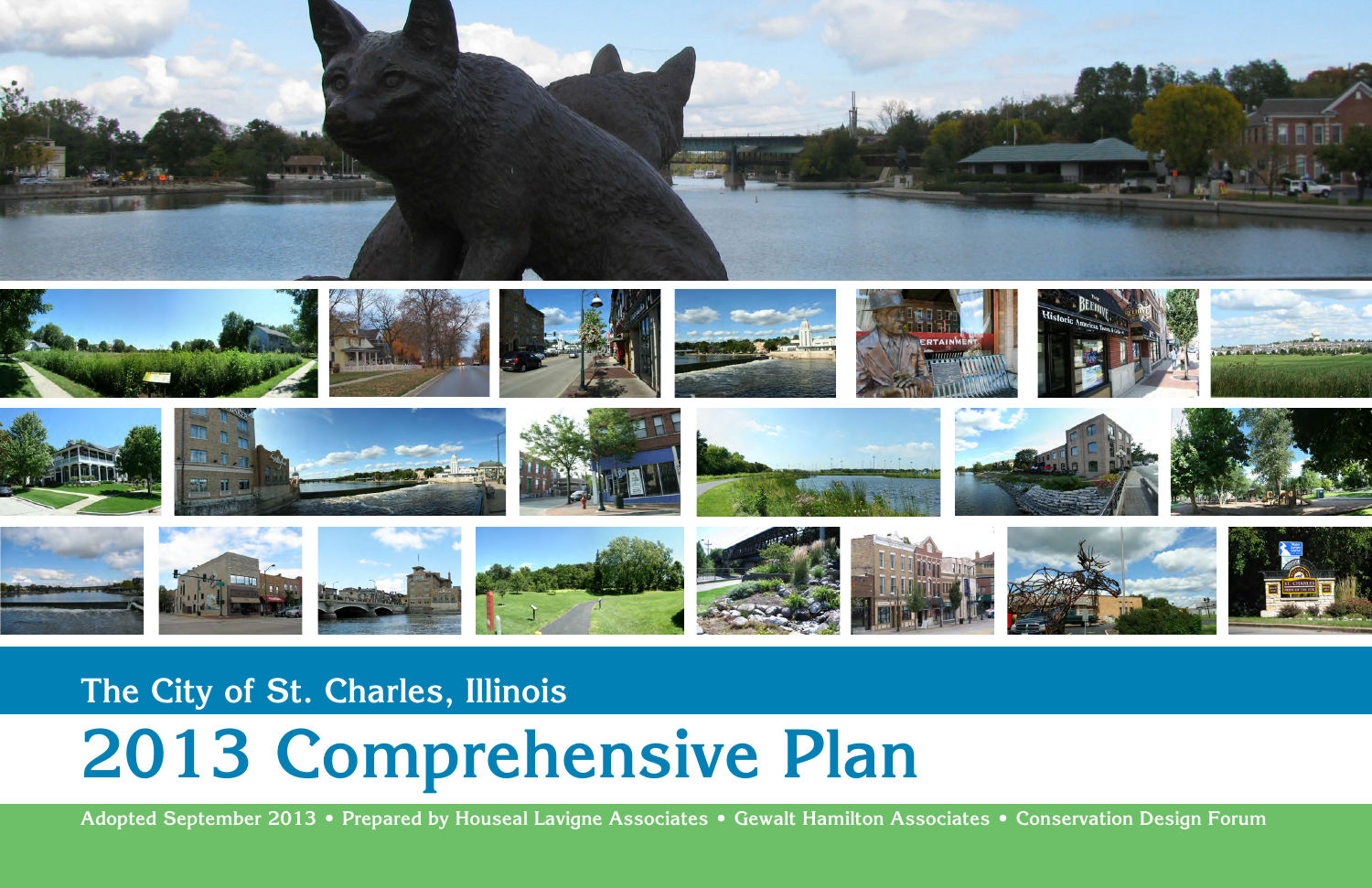## The City of St. Charles, Illinois

# 2013 Comprehensive Plan

Adopted September 2013 • Prepared by Houseal Lavigne Associates • Gewalt Hamilton Associates • Conservation Design Forum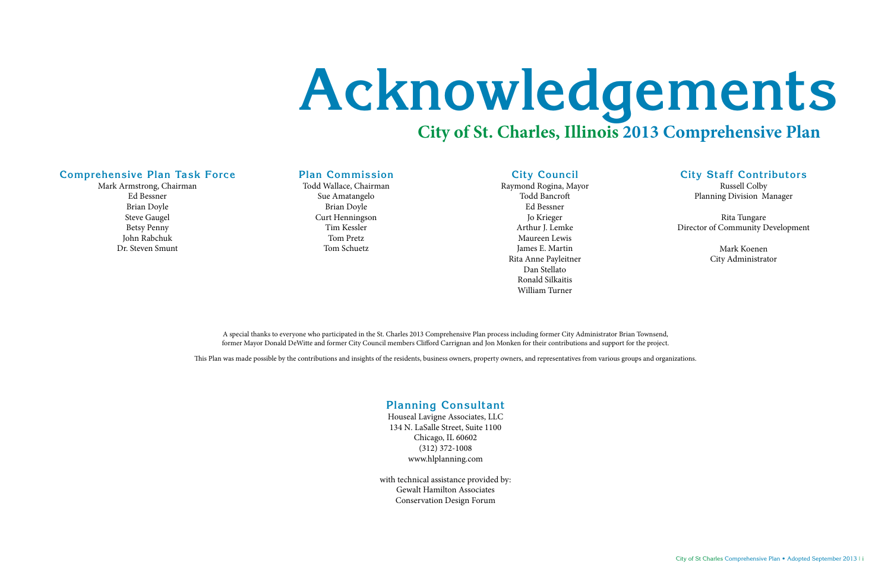# Acknowledgements

## City of St. Charles, Illinois 2013 Comprehensive Plan

### Comprehensive Plan Task Force

Mark Armstrong, Chairman
Ed Bessner
Brian Doyle
Steve Gaugel
Betsy Penny
John Rabchuk
Dr. Steven Smunt

### Plan Commission

Todd Wallace, Chairman
Sue Amatangelo
Brian Doyle
Curt Henningson
Tim Kessler
Tom Pretz
Tom Schuetz

### City Council

Raymond Rogina, Mayor
Todd Bancroft
Ed Bessner
Jo Krieger
Arthur J. Lemke
Maureen Lewis
James E. Martin
Rita Anne Payleitner
Dan Stellato
Ronald Silkaitis
William Turner

### City Staff Contributors

Russell Colby
Planning Division Manager

Rita Tungare
Director of Community Development

Mark Koenen
City Administrator

A special thanks to everyone who participated in the St. Charles 2013 Comprehensive Plan process including former City Administrator Brian Townsend, former Mayor Donald DeWitte and former City Council members Clifford Carrignan and Jon Monken for their contributions and support for the project.

This Plan was made possible by the contributions and insights of the residents, business owners, property owners, and representatives from various groups and organizations.

### Planning Consultant

Houseal Lavigne Associates, LLC
134 N. LaSalle Street, Suite 1100
Chicago, IL 60602
(312) 372-1008
www.hlplanning.com

with technical assistance provided by:
Gewalt Hamilton Associates
Conservation Design Forum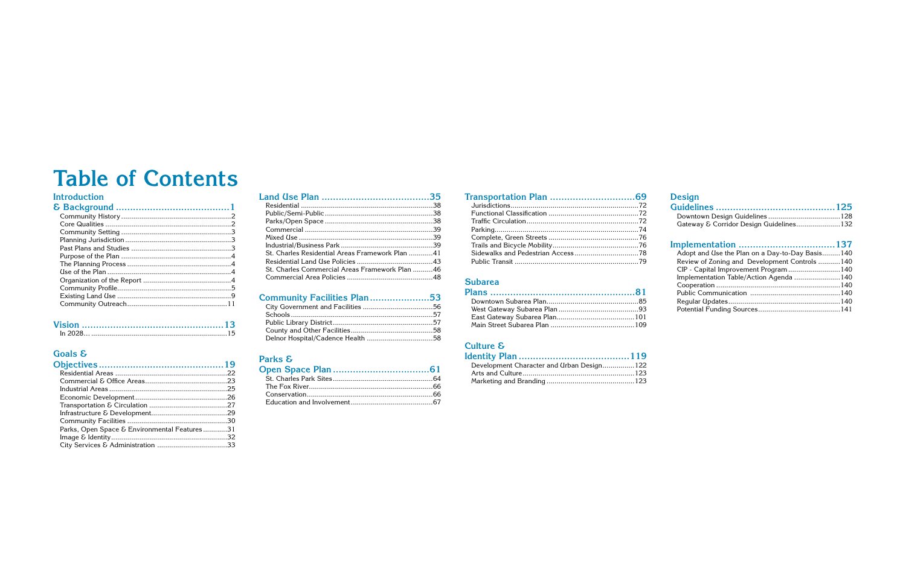# Table of Contents

## Introduction & Background ........................................1

- Community History ........................................2
- Core Qualities ........................................2
- Community Setting ........................................3
- Planning Jurisdiction ........................................3
- Past Plans and Studies ........................................3
- Purpose of the Plan ........................................4
- The Planning Process ........................................4
- Use of the Plan ........................................4
- Organization of the Report ........................................4
- Community Profile ........................................5
- Existing Land Use ........................................9
- Community Outreach ........................................11

## Vision ........................................13

- In 2028… ........................................15

## Goals & Objectives ........................................19

- Residential Areas ........................................22
- Commercial & Office Areas ........................................23
- Industrial Areas ........................................25
- Economic Development ........................................26
- Transportation & Circulation ........................................27
- Infrastructure & Development ........................................29
- Community Facilities ........................................30
- Parks, Open Space & Environmental Features ........................................31
- Image & Identity ........................................32
- City Services & Administration ........................................33

## Land Use Plan ........................................35

- Residential ........................................38
- Public/Semi-Public ........................................38
- Parks/Open Space ........................................38
- Commercial ........................................39
- Mixed Use ........................................39
- Industrial/Business Park ........................................39
- St. Charles Residential Areas Framework Plan ........................................41
- Residential Land Use Policies ........................................43
- St. Charles Commercial Areas Framework Plan ........................................46
- Commercial Area Policies ........................................48

## Community Facilities Plan ........................................53

- City Government and Facilities ........................................56
- Schools ........................................57
- Public Library District ........................................57
- County and Other Facilities ........................................58
- Delnor Hospital/Cadence Health ........................................58

## Parks & Open Space Plan ........................................61

- St. Charles Park Sites ........................................64
- The Fox River ........................................66
- Conservation ........................................66
- Education and Involvement ........................................67

## Transportation Plan ........................................69

- Jurisdictions ........................................72
- Functional Classification ........................................72
- Traffic Circulation ........................................72
- Parking ........................................74
- Complete, Green Streets ........................................76
- Trails and Bicycle Mobility ........................................76
- Sidewalks and Pedestrian Access ........................................78
- Public Transit ........................................79

## Subarea Plans ........................................81

- Downtown Subarea Plan ........................................85
- West Gateway Subarea Plan ........................................93
- East Gateway Subarea Plan ........................................101
- Main Street Subarea Plan ........................................109

## Culture & Identity Plan ........................................119

- Development Character and Urban Design ........................................122
- Arts and Culture ........................................123
- Marketing and Branding ........................................123

## Design Guidelines ........................................125

- Downtown Design Guidelines ........................................128
- Gateway & Corridor Design Guidelines ........................................132

## Implementation ........................................137

- Adopt and Use the Plan on a Day-to-Day Basis ........................................140
- Review of Zoning and Development Controls ........................................140
- CIP - Capital Improvement Program ........................................140
- Implementation Table/Action Agenda ........................................140
- Cooperation ........................................140
- Public Communication ........................................140
- Regular Updates ........................................140
- Potential Funding Sources ........................................141